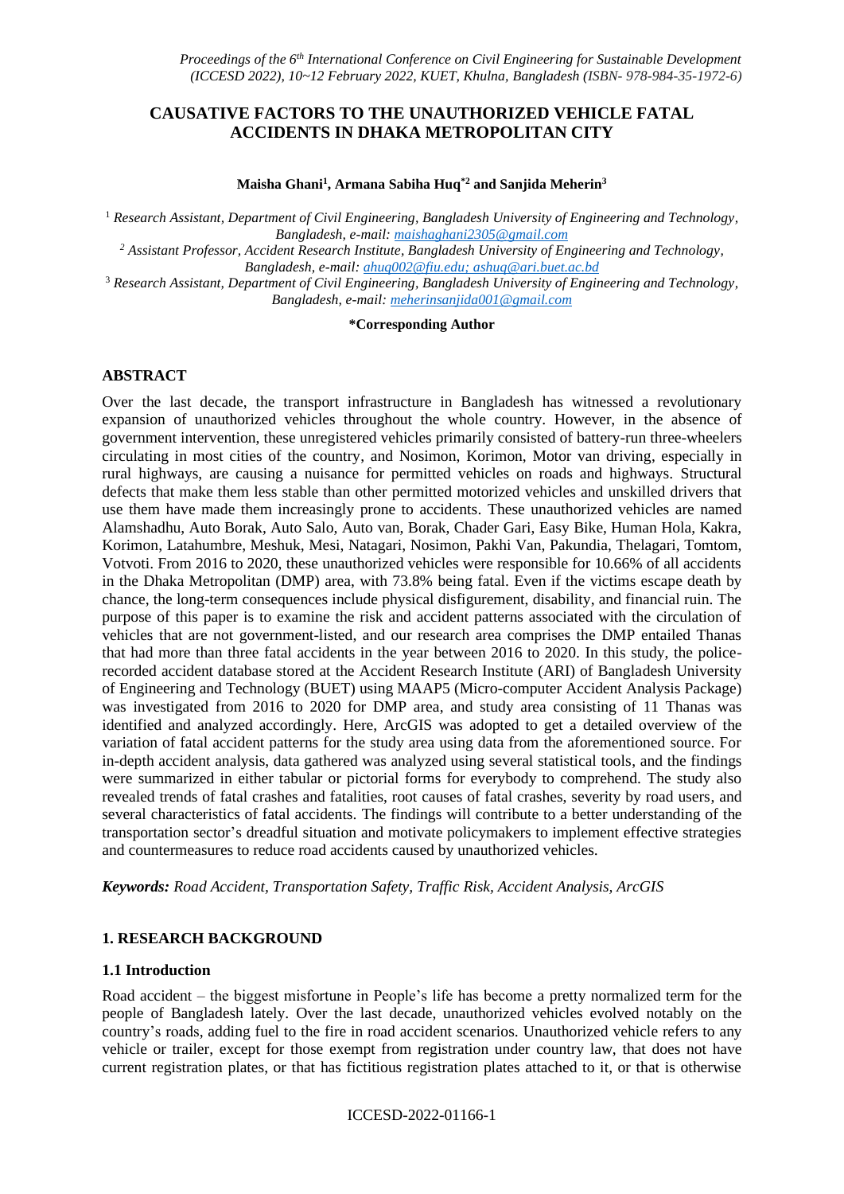# CAUSATIVE FACTORS TO THE UNAUTHORIZED VEHICLE FATAL ACCIDENTS IN DHAKA METROPOLITAN CITY

**Maisha Ghani[1], Armana Sabiha Huq[*2] and Sanjida Meherin[3]**

[1] *Research Assistant, Department of Civil Engineering, Bangladesh University of Engineering and Technology, Bangladesh, e-mail:* maishaghani2305@gmail.com

[2] *Assistant Professor, Accident Research Institute, Bangladesh University of Engineering and Technology, Bangladesh, e-mail:* ahuq002@fiu.edu; ashuq@ari.buet.ac.bd

[3] *Research Assistant, Department of Civil Engineering, Bangladesh University of Engineering and Technology, Bangladesh, e-mail:* meherinsanjida001@gmail.com

**\*Corresponding Author**

## ABSTRACT

Over the last decade, the transport infrastructure in Bangladesh has witnessed a revolutionary expansion of unauthorized vehicles throughout the whole country. However, in the absence of government intervention, these unregistered vehicles primarily consisted of battery-run three-wheelers circulating in most cities of the country, and Nosimon, Korimon, Motor van driving, especially in rural highways, are causing a nuisance for permitted vehicles on roads and highways. Structural defects that make them less stable than other permitted motorized vehicles and unskilled drivers that use them have made them increasingly prone to accidents. These unauthorized vehicles are named Alamshadhu, Auto Borak, Auto Salo, Auto van, Borak, Chader Gari, Easy Bike, Human Hola, Kakra, Korimon, Latahumbre, Meshuk, Mesi, Natagari, Nosimon, Pakhi Van, Pakundia, Thelagari, Tomtom, Votvoti. From 2016 to 2020, these unauthorized vehicles were responsible for 10.66% of all accidents in the Dhaka Metropolitan (DMP) area, with 73.8% being fatal. Even if the victims escape death by chance, the long-term consequences include physical disfigurement, disability, and financial ruin. The purpose of this paper is to examine the risk and accident patterns associated with the circulation of vehicles that are not government-listed, and our research area comprises the DMP entailed Thanas that had more than three fatal accidents in the year between 2016 to 2020. In this study, the police-recorded accident database stored at the Accident Research Institute (ARI) of Bangladesh University of Engineering and Technology (BUET) using MAAP5 (Micro-computer Accident Analysis Package) was investigated from 2016 to 2020 for DMP area, and study area consisting of 11 Thanas was identified and analyzed accordingly. Here, ArcGIS was adopted to get a detailed overview of the variation of fatal accident patterns for the study area using data from the aforementioned source. For in-depth accident analysis, data gathered was analyzed using several statistical tools, and the findings were summarized in either tabular or pictorial forms for everybody to comprehend. The study also revealed trends of fatal crashes and fatalities, root causes of fatal crashes, severity by road users, and several characteristics of fatal accidents. The findings will contribute to a better understanding of the transportation sector's dreadful situation and motivate policymakers to implement effective strategies and countermeasures to reduce road accidents caused by unauthorized vehicles.

***Keywords:*** *Road Accident, Transportation Safety, Traffic Risk, Accident Analysis, ArcGIS*

## 1. RESEARCH BACKGROUND

### 1.1 Introduction

Road accident – the biggest misfortune in People's life has become a pretty normalized term for the people of Bangladesh lately. Over the last decade, unauthorized vehicles evolved notably on the country's roads, adding fuel to the fire in road accident scenarios. Unauthorized vehicle refers to any vehicle or trailer, except for those exempt from registration under country law, that does not have current registration plates, or that has fictitious registration plates attached to it, or that is otherwise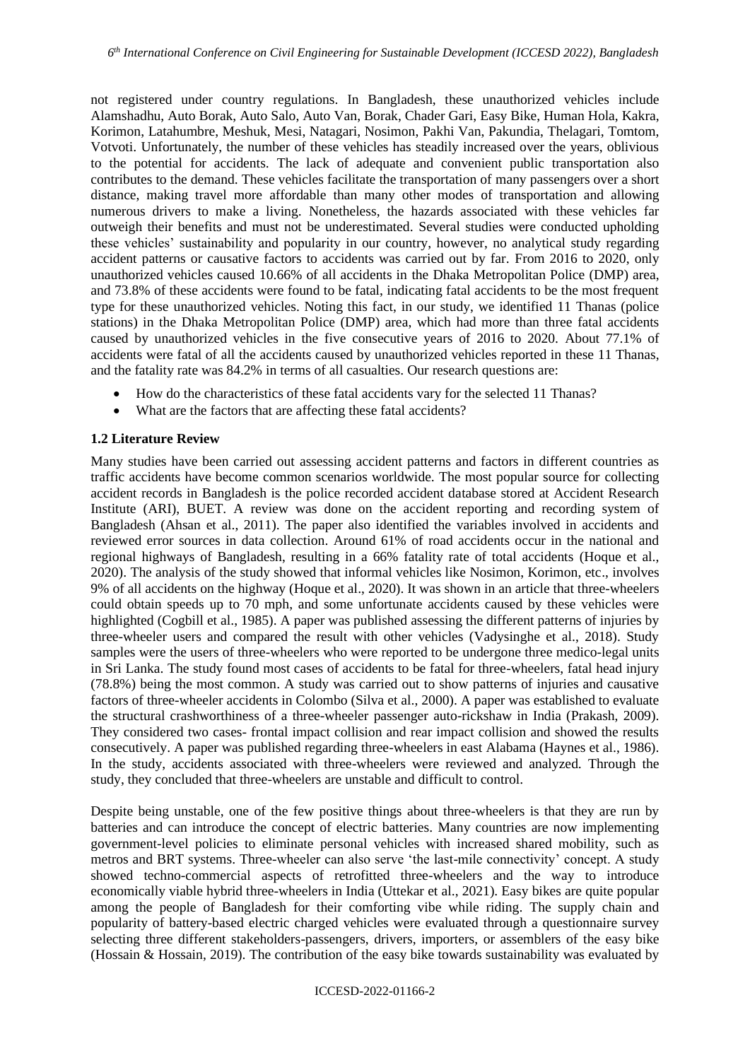not registered under country regulations. In Bangladesh, these unauthorized vehicles include Alamshadhu, Auto Borak, Auto Salo, Auto Van, Borak, Chader Gari, Easy Bike, Human Hola, Kakra, Korimon, Latahumbre, Meshuk, Mesi, Natagari, Nosimon, Pakhi Van, Pakundia, Thelagari, Tomtom, Votvoti. Unfortunately, the number of these vehicles has steadily increased over the years, oblivious to the potential for accidents. The lack of adequate and convenient public transportation also contributes to the demand. These vehicles facilitate the transportation of many passengers over a short distance, making travel more affordable than many other modes of transportation and allowing numerous drivers to make a living. Nonetheless, the hazards associated with these vehicles far outweigh their benefits and must not be underestimated. Several studies were conducted upholding these vehicles' sustainability and popularity in our country, however, no analytical study regarding accident patterns or causative factors to accidents was carried out by far. From 2016 to 2020, only unauthorized vehicles caused 10.66% of all accidents in the Dhaka Metropolitan Police (DMP) area, and 73.8% of these accidents were found to be fatal, indicating fatal accidents to be the most frequent type for these unauthorized vehicles. Noting this fact, in our study, we identified 11 Thanas (police stations) in the Dhaka Metropolitan Police (DMP) area, which had more than three fatal accidents caused by unauthorized vehicles in the five consecutive years of 2016 to 2020. About 77.1% of accidents were fatal of all the accidents caused by unauthorized vehicles reported in these 11 Thanas, and the fatality rate was 84.2% in terms of all casualties. Our research questions are:

- How do the characteristics of these fatal accidents vary for the selected 11 Thanas?
- What are the factors that are affecting these fatal accidents?

### 1.2 Literature Review

Many studies have been carried out assessing accident patterns and factors in different countries as traffic accidents have become common scenarios worldwide. The most popular source for collecting accident records in Bangladesh is the police recorded accident database stored at Accident Research Institute (ARI), BUET. A review was done on the accident reporting and recording system of Bangladesh (Ahsan et al., 2011). The paper also identified the variables involved in accidents and reviewed error sources in data collection. Around 61% of road accidents occur in the national and regional highways of Bangladesh, resulting in a 66% fatality rate of total accidents (Hoque et al., 2020). The analysis of the study showed that informal vehicles like Nosimon, Korimon, etc., involves 9% of all accidents on the highway (Hoque et al., 2020). It was shown in an article that three-wheelers could obtain speeds up to 70 mph, and some unfortunate accidents caused by these vehicles were highlighted (Cogbill et al., 1985). A paper was published assessing the different patterns of injuries by three-wheeler users and compared the result with other vehicles (Vadysinghe et al., 2018). Study samples were the users of three-wheelers who were reported to be undergone three medico-legal units in Sri Lanka. The study found most cases of accidents to be fatal for three-wheelers, fatal head injury (78.8%) being the most common. A study was carried out to show patterns of injuries and causative factors of three-wheeler accidents in Colombo (Silva et al., 2000). A paper was established to evaluate the structural crashworthiness of a three-wheeler passenger auto-rickshaw in India (Prakash, 2009). They considered two cases- frontal impact collision and rear impact collision and showed the results consecutively. A paper was published regarding three-wheelers in east Alabama (Haynes et al., 1986). In the study, accidents associated with three-wheelers were reviewed and analyzed. Through the study, they concluded that three-wheelers are unstable and difficult to control.

Despite being unstable, one of the few positive things about three-wheelers is that they are run by batteries and can introduce the concept of electric batteries. Many countries are now implementing government-level policies to eliminate personal vehicles with increased shared mobility, such as metros and BRT systems. Three-wheeler can also serve 'the last-mile connectivity' concept. A study showed techno-commercial aspects of retrofitted three-wheelers and the way to introduce economically viable hybrid three-wheelers in India (Uttekar et al., 2021). Easy bikes are quite popular among the people of Bangladesh for their comforting vibe while riding. The supply chain and popularity of battery-based electric charged vehicles were evaluated through a questionnaire survey selecting three different stakeholders-passengers, drivers, importers, or assemblers of the easy bike (Hossain & Hossain, 2019). The contribution of the easy bike towards sustainability was evaluated by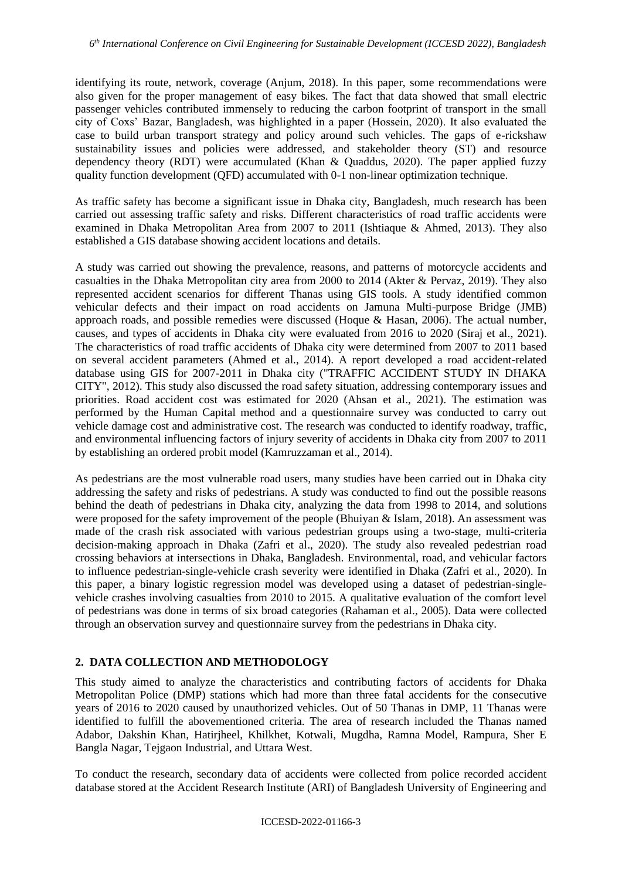identifying its route, network, coverage (Anjum, 2018). In this paper, some recommendations were also given for the proper management of easy bikes. The fact that data showed that small electric passenger vehicles contributed immensely to reducing the carbon footprint of transport in the small city of Coxs' Bazar, Bangladesh, was highlighted in a paper (Hossein, 2020). It also evaluated the case to build urban transport strategy and policy around such vehicles. The gaps of e-rickshaw sustainability issues and policies were addressed, and stakeholder theory (ST) and resource dependency theory (RDT) were accumulated (Khan & Quaddus, 2020). The paper applied fuzzy quality function development (QFD) accumulated with 0-1 non-linear optimization technique.

As traffic safety has become a significant issue in Dhaka city, Bangladesh, much research has been carried out assessing traffic safety and risks. Different characteristics of road traffic accidents were examined in Dhaka Metropolitan Area from 2007 to 2011 (Ishtiaque & Ahmed, 2013). They also established a GIS database showing accident locations and details.

A study was carried out showing the prevalence, reasons, and patterns of motorcycle accidents and casualties in the Dhaka Metropolitan city area from 2000 to 2014 (Akter & Pervaz, 2019). They also represented accident scenarios for different Thanas using GIS tools. A study identified common vehicular defects and their impact on road accidents on Jamuna Multi-purpose Bridge (JMB) approach roads, and possible remedies were discussed (Hoque & Hasan, 2006). The actual number, causes, and types of accidents in Dhaka city were evaluated from 2016 to 2020 (Siraj et al., 2021). The characteristics of road traffic accidents of Dhaka city were determined from 2007 to 2011 based on several accident parameters (Ahmed et al., 2014). A report developed a road accident-related database using GIS for 2007-2011 in Dhaka city ("TRAFFIC ACCIDENT STUDY IN DHAKA CITY", 2012). This study also discussed the road safety situation, addressing contemporary issues and priorities. Road accident cost was estimated for 2020 (Ahsan et al., 2021). The estimation was performed by the Human Capital method and a questionnaire survey was conducted to carry out vehicle damage cost and administrative cost. The research was conducted to identify roadway, traffic, and environmental influencing factors of injury severity of accidents in Dhaka city from 2007 to 2011 by establishing an ordered probit model (Kamruzzaman et al., 2014).

As pedestrians are the most vulnerable road users, many studies have been carried out in Dhaka city addressing the safety and risks of pedestrians. A study was conducted to find out the possible reasons behind the death of pedestrians in Dhaka city, analyzing the data from 1998 to 2014, and solutions were proposed for the safety improvement of the people (Bhuiyan & Islam, 2018). An assessment was made of the crash risk associated with various pedestrian groups using a two-stage, multi-criteria decision-making approach in Dhaka (Zafri et al., 2020). The study also revealed pedestrian road crossing behaviors at intersections in Dhaka, Bangladesh. Environmental, road, and vehicular factors to influence pedestrian-single-vehicle crash severity were identified in Dhaka (Zafri et al., 2020). In this paper, a binary logistic regression model was developed using a dataset of pedestrian-single-vehicle crashes involving casualties from 2010 to 2015. A qualitative evaluation of the comfort level of pedestrians was done in terms of six broad categories (Rahaman et al., 2005). Data were collected through an observation survey and questionnaire survey from the pedestrians in Dhaka city.

## 2. DATA COLLECTION AND METHODOLOGY

This study aimed to analyze the characteristics and contributing factors of accidents for Dhaka Metropolitan Police (DMP) stations which had more than three fatal accidents for the consecutive years of 2016 to 2020 caused by unauthorized vehicles. Out of 50 Thanas in DMP, 11 Thanas were identified to fulfill the abovementioned criteria. The area of research included the Thanas named Adabor, Dakshin Khan, Hatirjheel, Khilkhet, Kotwali, Mugdha, Ramna Model, Rampura, Sher E Bangla Nagar, Tejgaon Industrial, and Uttara West.

To conduct the research, secondary data of accidents were collected from police recorded accident database stored at the Accident Research Institute (ARI) of Bangladesh University of Engineering and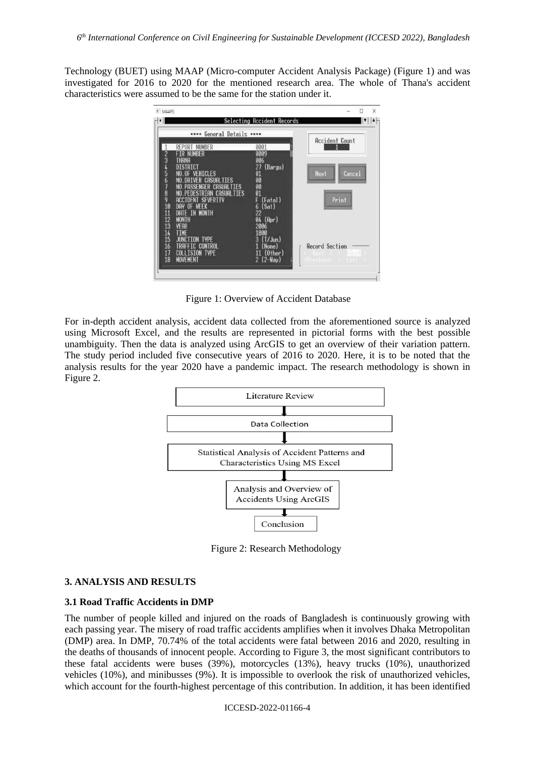Technology (BUET) using MAAP (Micro-computer Accident Analysis Package) (Figure 1) and was investigated for 2016 to 2020 for the mentioned research area. The whole of Thana's accident characteristics were assumed to be the same for the station under it.

Figure 1: Overview of Accident Database

For in-depth accident analysis, accident data collected from the aforementioned source is analyzed using Microsoft Excel, and the results are represented in pictorial forms with the best possible unambiguity. Then the data is analyzed using ArcGIS to get an overview of their variation pattern. The study period included five consecutive years of 2016 to 2020. Here, it is to be noted that the analysis results for the year 2020 have a pandemic impact. The research methodology is shown in Figure 2.

Figure 2: Research Methodology

## 3. ANALYSIS AND RESULTS

### 3.1 Road Traffic Accidents in DMP

The number of people killed and injured on the roads of Bangladesh is continuously growing with each passing year. The misery of road traffic accidents amplifies when it involves Dhaka Metropolitan (DMP) area. In DMP, 70.74% of the total accidents were fatal between 2016 and 2020, resulting in the deaths of thousands of innocent people. According to Figure 3, the most significant contributors to these fatal accidents were buses (39%), motorcycles (13%), heavy trucks (10%), unauthorized vehicles (10%), and minibusses (9%). It is impossible to overlook the risk of unauthorized vehicles, which account for the fourth-highest percentage of this contribution. In addition, it has been identified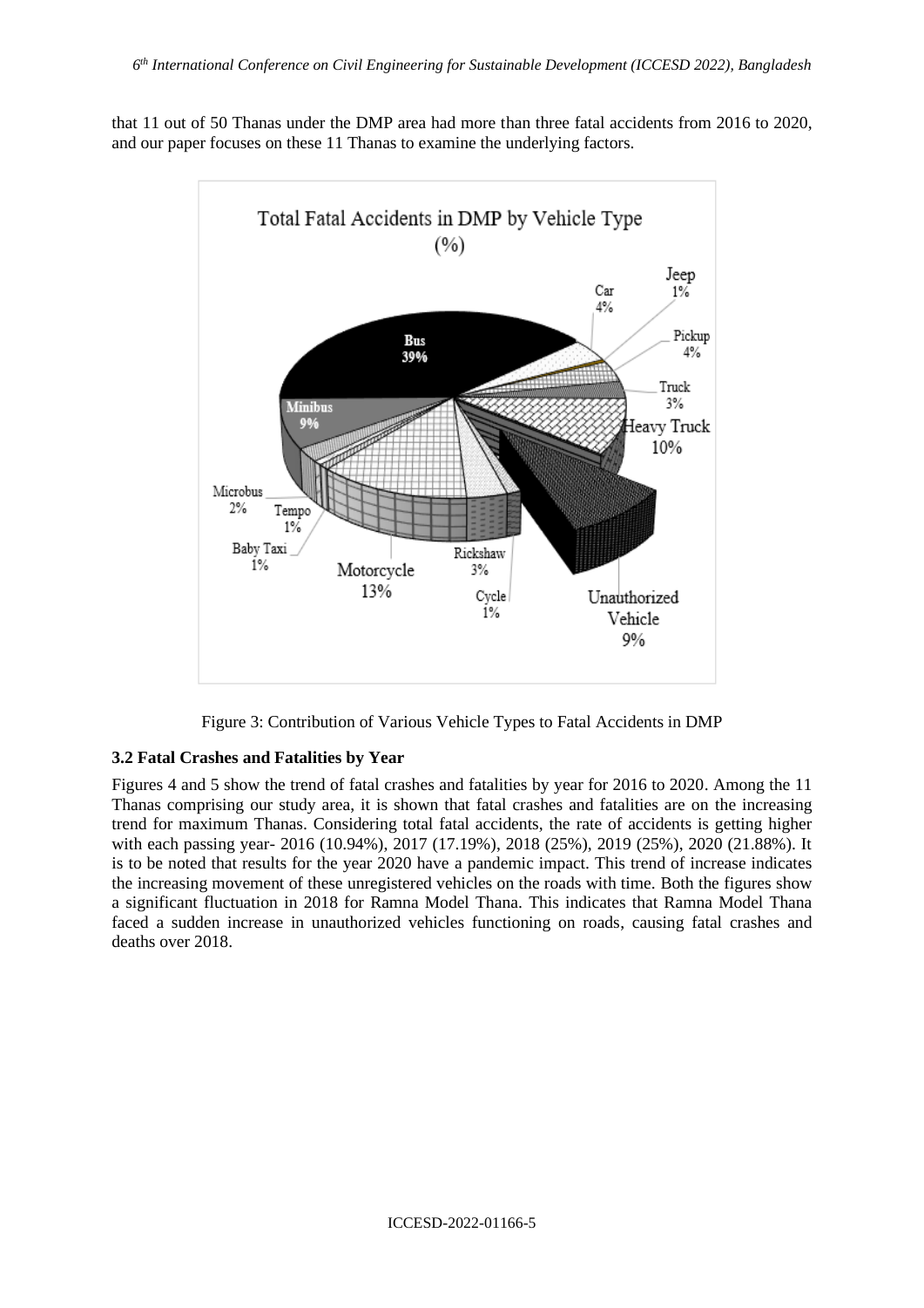that 11 out of 50 Thanas under the DMP area had more than three fatal accidents from 2016 to 2020, and our paper focuses on these 11 Thanas to examine the underlying factors.

Figure 3: Contribution of Various Vehicle Types to Fatal Accidents in DMP

### 3.2 Fatal Crashes and Fatalities by Year

Figures 4 and 5 show the trend of fatal crashes and fatalities by year for 2016 to 2020. Among the 11 Thanas comprising our study area, it is shown that fatal crashes and fatalities are on the increasing trend for maximum Thanas. Considering total fatal accidents, the rate of accidents is getting higher with each passing year- 2016 (10.94%), 2017 (17.19%), 2018 (25%), 2019 (25%), 2020 (21.88%). It is to be noted that results for the year 2020 have a pandemic impact. This trend of increase indicates the increasing movement of these unregistered vehicles on the roads with time. Both the figures show a significant fluctuation in 2018 for Ramna Model Thana. This indicates that Ramna Model Thana faced a sudden increase in unauthorized vehicles functioning on roads, causing fatal crashes and deaths over 2018.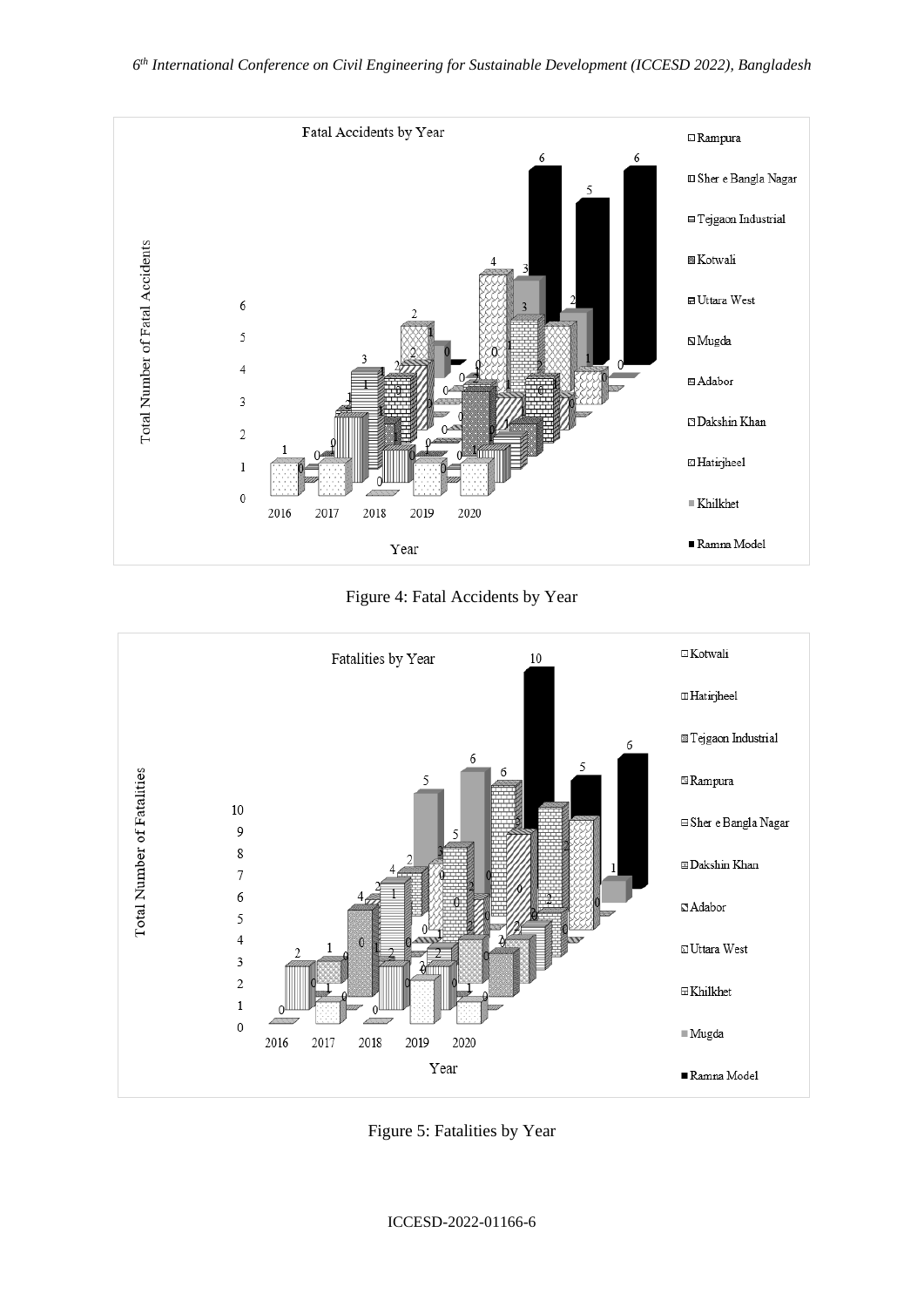Figure 4: Fatal Accidents by Year

Figure 5: Fatalities by Year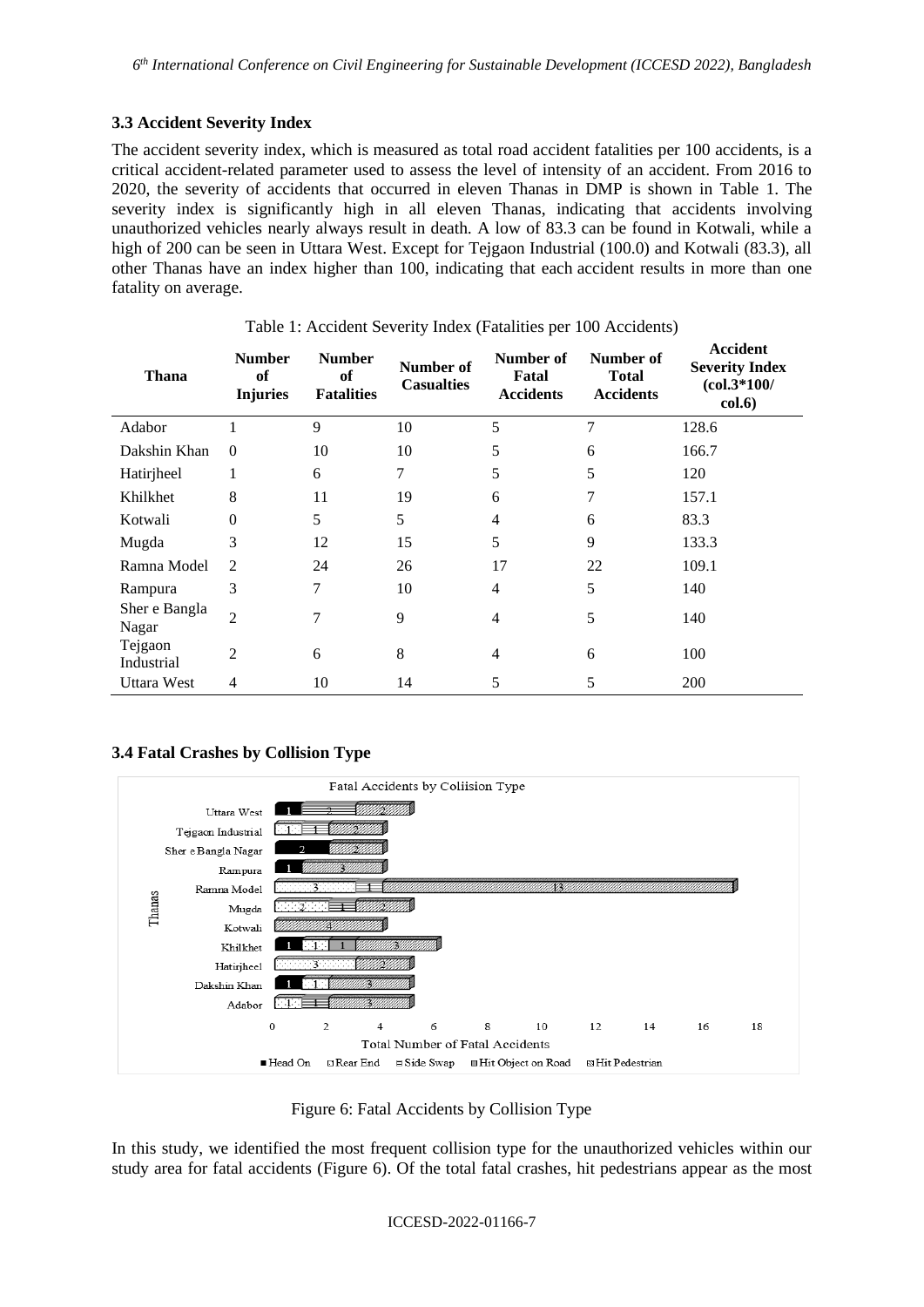### 3.3 Accident Severity Index

The accident severity index, which is measured as total road accident fatalities per 100 accidents, is a critical accident-related parameter used to assess the level of intensity of an accident. From 2016 to 2020, the severity of accidents that occurred in eleven Thanas in DMP is shown in Table 1. The severity index is significantly high in all eleven Thanas, indicating that accidents involving unauthorized vehicles nearly always result in death. A low of 83.3 can be found in Kotwali, while a high of 200 can be seen in Uttara West. Except for Tejgaon Industrial (100.0) and Kotwali (83.3), all other Thanas have an index higher than 100, indicating that each accident results in more than one fatality on average.

Table 1: Accident Severity Index (Fatalities per 100 Accidents)

| Thana | Number of Injuries | Number of Fatalities | Number of Casualties | Number of Fatal Accidents | Number of Total Accidents | Accident Severity Index (col.3*100/ col.6) |
|---|---|---|---|---|---|---|
| Adabor | 1 | 9 | 10 | 5 | 7 | 128.6 |
| Dakshin Khan | 0 | 10 | 10 | 5 | 6 | 166.7 |
| Hatirjheel | 1 | 6 | 7 | 5 | 5 | 120 |
| Khilkhet | 8 | 11 | 19 | 6 | 7 | 157.1 |
| Kotwali | 0 | 5 | 5 | 4 | 6 | 83.3 |
| Mugda | 3 | 12 | 15 | 5 | 9 | 133.3 |
| Ramna Model | 2 | 24 | 26 | 17 | 22 | 109.1 |
| Rampura | 3 | 7 | 10 | 4 | 5 | 140 |
| Sher e Bangla Nagar | 2 | 7 | 9 | 4 | 5 | 140 |
| Tejgaon Industrial | 2 | 6 | 8 | 4 | 6 | 100 |
| Uttara West | 4 | 10 | 14 | 5 | 5 | 200 |

### 3.4 Fatal Crashes by Collision Type

Figure 6: Fatal Accidents by Collision Type

In this study, we identified the most frequent collision type for the unauthorized vehicles within our study area for fatal accidents (Figure 6). Of the total fatal crashes, hit pedestrians appear as the most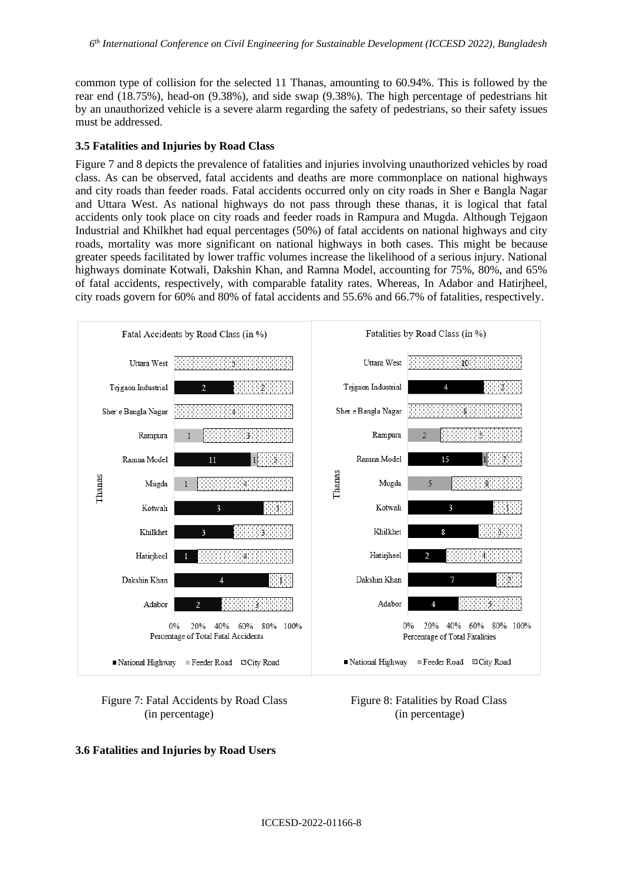common type of collision for the selected 11 Thanas, amounting to 60.94%. This is followed by the rear end (18.75%), head-on (9.38%), and side swap (9.38%). The high percentage of pedestrians hit by an unauthorized vehicle is a severe alarm regarding the safety of pedestrians, so their safety issues must be addressed.

### 3.5 Fatalities and Injuries by Road Class

Figure 7 and 8 depicts the prevalence of fatalities and injuries involving unauthorized vehicles by road class. As can be observed, fatal accidents and deaths are more commonplace on national highways and city roads than feeder roads. Fatal accidents occurred only on city roads in Sher e Bangla Nagar and Uttara West. As national highways do not pass through these thanas, it is logical that fatal accidents only took place on city roads and feeder roads in Rampura and Mugda. Although Tejgaon Industrial and Khilkhet had equal percentages (50%) of fatal accidents on national highways and city roads, mortality was more significant on national highways in both cases. This might be because greater speeds facilitated by lower traffic volumes increase the likelihood of a serious injury. National highways dominate Kotwali, Dakshin Khan, and Ramna Model, accounting for 75%, 80%, and 65% of fatal accidents, respectively, with comparable fatality rates. Whereas, In Adabor and Hatirjheel, city roads govern for 60% and 80% of fatal accidents and 55.6% and 66.7% of fatalities, respectively.

Fatal Accidents by Road Class (in %)

| Thanas | National Highway | Feeder Road | City Road |
|---|---|---|---|
| Uttara West | | | 5 |
| Tejgaon Industrial | 2 | | 2 |
| Sher e Bangla Nagar | | | 4 |
| Rampura | | 1 | 3 |
| Ramna Model | 11 | 1 | 5 |
| Mugda | | 1 | 4 |
| Kotwali | 3 | | 1 |
| Khilkhet | 3 | | 3 |
| Hatirjheel | 1 | | 4 |
| Dakshin Khan | 4 | | 1 |
| Adabor | 2 | | 3 |

Figure 7: Fatal Accidents by Road Class (in percentage)

Fatalities by Road Class (in %)

| Thanas | National Highway | Feeder Road | City Road |
|---|---|---|---|
| Uttara West | | | 10 |
| Tejgaon Industrial | 4 | | 2 |
| Sher e Bangla Nagar | | | 8 |
| Rampura | | 2 | 5 |
| Ramna Model | 15 | 1 | 7 |
| Mugda | | 5 | 8 |
| Kotwali | 3 | | 1 |
| Khilkhet | 8 | | 5 |
| Hatirjheel | 2 | | 4 |
| Dakshin Khan | 7 | | 2 |
| Adabor | 4 | | 5 |

Figure 8: Fatalities by Road Class (in percentage)

### 3.6 Fatalities and Injuries by Road Users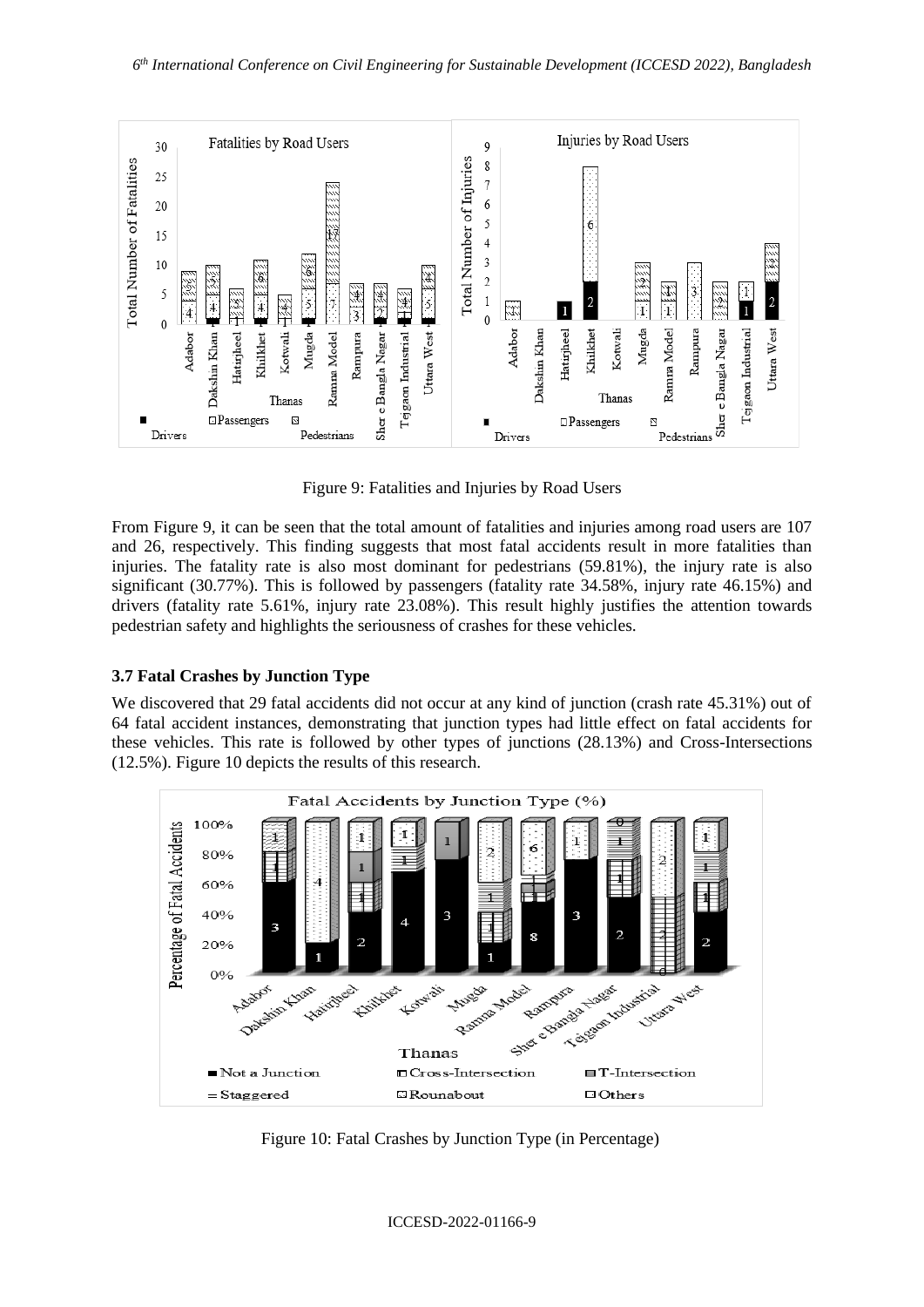Figure 9: Fatalities and Injuries by Road Users

From Figure 9, it can be seen that the total amount of fatalities and injuries among road users are 107 and 26, respectively. This finding suggests that most fatal accidents result in more fatalities than injuries. The fatality rate is also most dominant for pedestrians (59.81%), the injury rate is also significant (30.77%). This is followed by passengers (fatality rate 34.58%, injury rate 46.15%) and drivers (fatality rate 5.61%, injury rate 23.08%). This result highly justifies the attention towards pedestrian safety and highlights the seriousness of crashes for these vehicles.

### 3.7 Fatal Crashes by Junction Type

We discovered that 29 fatal accidents did not occur at any kind of junction (crash rate 45.31%) out of 64 fatal accident instances, demonstrating that junction types had little effect on fatal accidents for these vehicles. This rate is followed by other types of junctions (28.13%) and Cross-Intersections (12.5%). Figure 10 depicts the results of this research.

Figure 10: Fatal Crashes by Junction Type (in Percentage)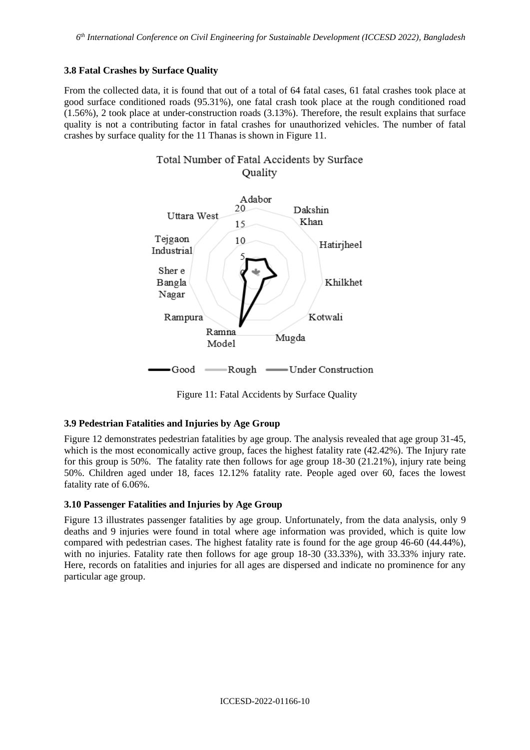### 3.8 Fatal Crashes by Surface Quality

From the collected data, it is found that out of a total of 64 fatal cases, 61 fatal crashes took place at good surface conditioned roads (95.31%), one fatal crash took place at the rough conditioned road (1.56%), 2 took place at under-construction roads (3.13%). Therefore, the result explains that surface quality is not a contributing factor in fatal crashes for unauthorized vehicles. The number of fatal crashes by surface quality for the 11 Thanas is shown in Figure 11.

Figure 11: Fatal Accidents by Surface Quality

### 3.9 Pedestrian Fatalities and Injuries by Age Group

Figure 12 demonstrates pedestrian fatalities by age group. The analysis revealed that age group 31-45, which is the most economically active group, faces the highest fatality rate (42.42%). The Injury rate for this group is 50%. The fatality rate then follows for age group 18-30 (21.21%), injury rate being 50%. Children aged under 18, faces 12.12% fatality rate. People aged over 60, faces the lowest fatality rate of 6.06%.

### 3.10 Passenger Fatalities and Injuries by Age Group

Figure 13 illustrates passenger fatalities by age group. Unfortunately, from the data analysis, only 9 deaths and 9 injuries were found in total where age information was provided, which is quite low compared with pedestrian cases. The highest fatality rate is found for the age group 46-60 (44.44%), with no injuries. Fatality rate then follows for age group 18-30 (33.33%), with 33.33% injury rate. Here, records on fatalities and injuries for all ages are dispersed and indicate no prominence for any particular age group.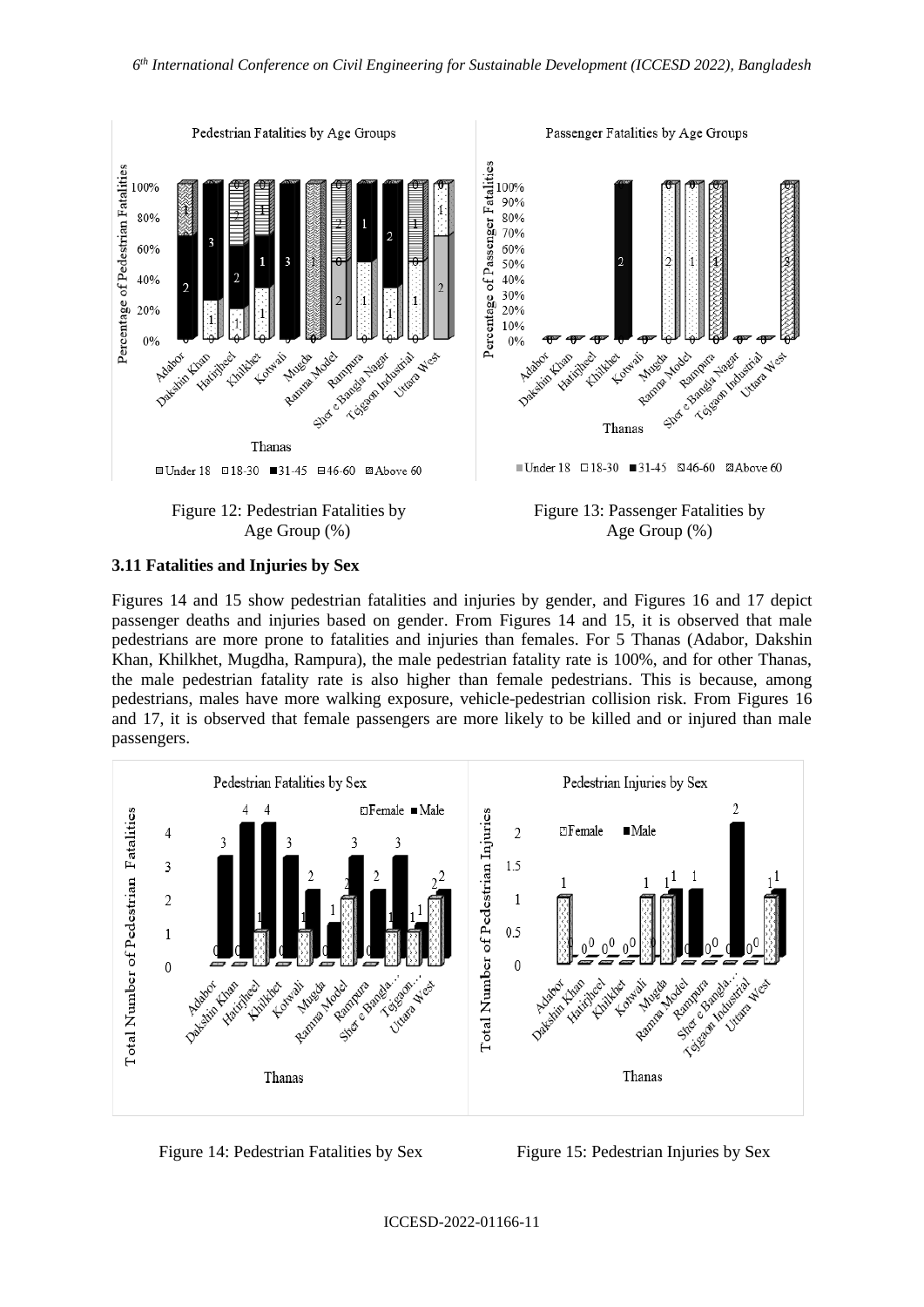Figure 12: Pedestrian Fatalities by Age Group (%)

Figure 13: Passenger Fatalities by Age Group (%)

### 3.11 Fatalities and Injuries by Sex

Figures 14 and 15 show pedestrian fatalities and injuries by gender, and Figures 16 and 17 depict passenger deaths and injuries based on gender. From Figures 14 and 15, it is observed that male pedestrians are more prone to fatalities and injuries than females. For 5 Thanas (Adabor, Dakshin Khan, Khilkhet, Mugdha, Rampura), the male pedestrian fatality rate is 100%, and for other Thanas, the male pedestrian fatality rate is also higher than female pedestrians. This is because, among pedestrians, males have more walking exposure, vehicle-pedestrian collision risk. From Figures 16 and 17, it is observed that female passengers are more likely to be killed and or injured than male passengers.

Figure 14: Pedestrian Fatalities by Sex

Figure 15: Pedestrian Injuries by Sex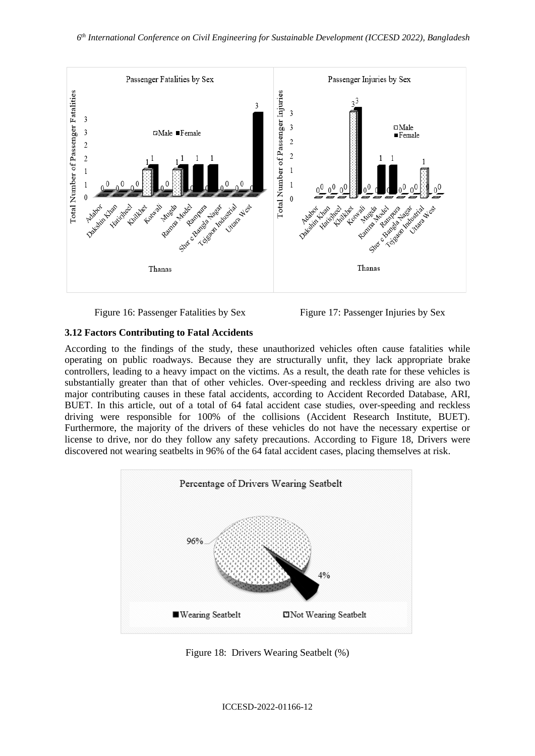Figure 16: Passenger Fatalities by Sex

Figure 17: Passenger Injuries by Sex

### 3.12 Factors Contributing to Fatal Accidents

According to the findings of the study, these unauthorized vehicles often cause fatalities while operating on public roadways. Because they are structurally unfit, they lack appropriate brake controllers, leading to a heavy impact on the victims. As a result, the death rate for these vehicles is substantially greater than that of other vehicles. Over-speeding and reckless driving are also two major contributing causes in these fatal accidents, according to Accident Recorded Database, ARI, BUET. In this article, out of a total of 64 fatal accident case studies, over-speeding and reckless driving were responsible for 100% of the collisions (Accident Research Institute, BUET). Furthermore, the majority of the drivers of these vehicles do not have the necessary expertise or license to drive, nor do they follow any safety precautions. According to Figure 18, Drivers were discovered not wearing seatbelts in 96% of the 64 fatal accident cases, placing themselves at risk.

Figure 18: Drivers Wearing Seatbelt (%)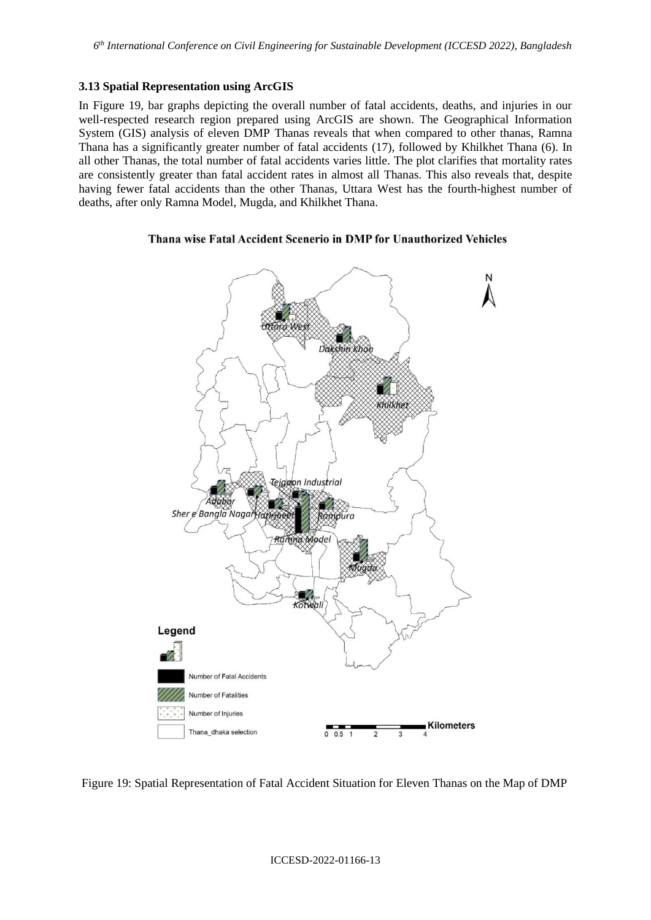### 3.13 Spatial Representation using ArcGIS

In Figure 19, bar graphs depicting the overall number of fatal accidents, deaths, and injuries in our well-respected research region prepared using ArcGIS are shown. The Geographical Information System (GIS) analysis of eleven DMP Thanas reveals that when compared to other thanas, Ramna Thana has a significantly greater number of fatal accidents (17), followed by Khilkhet Thana (6). In all other Thanas, the total number of fatal accidents varies little. The plot clarifies that mortality rates are consistently greater than fatal accident rates in almost all Thanas. This also reveals that, despite having fewer fatal accidents than the other Thanas, Uttara West has the fourth-highest number of deaths, after only Ramna Model, Mugda, and Khilkhet Thana.

Figure 19: Spatial Representation of Fatal Accident Situation for Eleven Thanas on the Map of DMP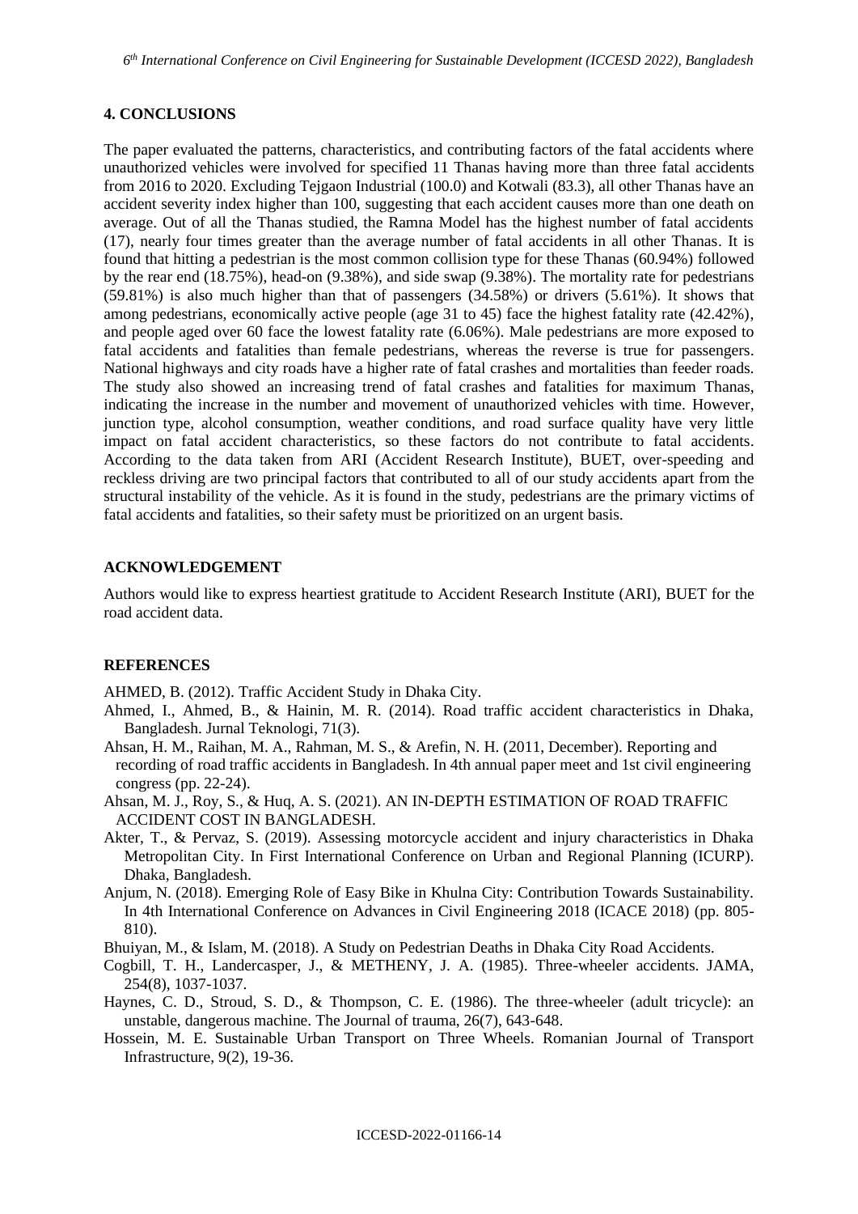## 4. CONCLUSIONS

The paper evaluated the patterns, characteristics, and contributing factors of the fatal accidents where unauthorized vehicles were involved for specified 11 Thanas having more than three fatal accidents from 2016 to 2020. Excluding Tejgaon Industrial (100.0) and Kotwali (83.3), all other Thanas have an accident severity index higher than 100, suggesting that each accident causes more than one death on average. Out of all the Thanas studied, the Ramna Model has the highest number of fatal accidents (17), nearly four times greater than the average number of fatal accidents in all other Thanas. It is found that hitting a pedestrian is the most common collision type for these Thanas (60.94%) followed by the rear end (18.75%), head-on (9.38%), and side swap (9.38%). The mortality rate for pedestrians (59.81%) is also much higher than that of passengers (34.58%) or drivers (5.61%). It shows that among pedestrians, economically active people (age 31 to 45) face the highest fatality rate (42.42%), and people aged over 60 face the lowest fatality rate (6.06%). Male pedestrians are more exposed to fatal accidents and fatalities than female pedestrians, whereas the reverse is true for passengers. National highways and city roads have a higher rate of fatal crashes and mortalities than feeder roads. The study also showed an increasing trend of fatal crashes and fatalities for maximum Thanas, indicating the increase in the number and movement of unauthorized vehicles with time. However, junction type, alcohol consumption, weather conditions, and road surface quality have very little impact on fatal accident characteristics, so these factors do not contribute to fatal accidents. According to the data taken from ARI (Accident Research Institute), BUET, over-speeding and reckless driving are two principal factors that contributed to all of our study accidents apart from the structural instability of the vehicle. As it is found in the study, pedestrians are the primary victims of fatal accidents and fatalities, so their safety must be prioritized on an urgent basis.

## ACKNOWLEDGEMENT

Authors would like to express heartiest gratitude to Accident Research Institute (ARI), BUET for the road accident data.

## REFERENCES

AHMED, B. (2012). Traffic Accident Study in Dhaka City.

Ahmed, I., Ahmed, B., & Hainin, M. R. (2014). Road traffic accident characteristics in Dhaka, Bangladesh. Jurnal Teknologi, 71(3).

Ahsan, H. M., Raihan, M. A., Rahman, M. S., & Arefin, N. H. (2011, December). Reporting and recording of road traffic accidents in Bangladesh. In 4th annual paper meet and 1st civil engineering congress (pp. 22-24).

Ahsan, M. J., Roy, S., & Huq, A. S. (2021). AN IN-DEPTH ESTIMATION OF ROAD TRAFFIC ACCIDENT COST IN BANGLADESH.

Akter, T., & Pervaz, S. (2019). Assessing motorcycle accident and injury characteristics in Dhaka Metropolitan City. In First International Conference on Urban and Regional Planning (ICURP). Dhaka, Bangladesh.

Anjum, N. (2018). Emerging Role of Easy Bike in Khulna City: Contribution Towards Sustainability. In 4th International Conference on Advances in Civil Engineering 2018 (ICACE 2018) (pp. 805-810).

Bhuiyan, M., & Islam, M. (2018). A Study on Pedestrian Deaths in Dhaka City Road Accidents.

Cogbill, T. H., Landercasper, J., & METHENY, J. A. (1985). Three-wheeler accidents. JAMA, 254(8), 1037-1037.

Haynes, C. D., Stroud, S. D., & Thompson, C. E. (1986). The three-wheeler (adult tricycle): an unstable, dangerous machine. The Journal of trauma, 26(7), 643-648.

Hossein, M. E. Sustainable Urban Transport on Three Wheels. Romanian Journal of Transport Infrastructure, 9(2), 19-36.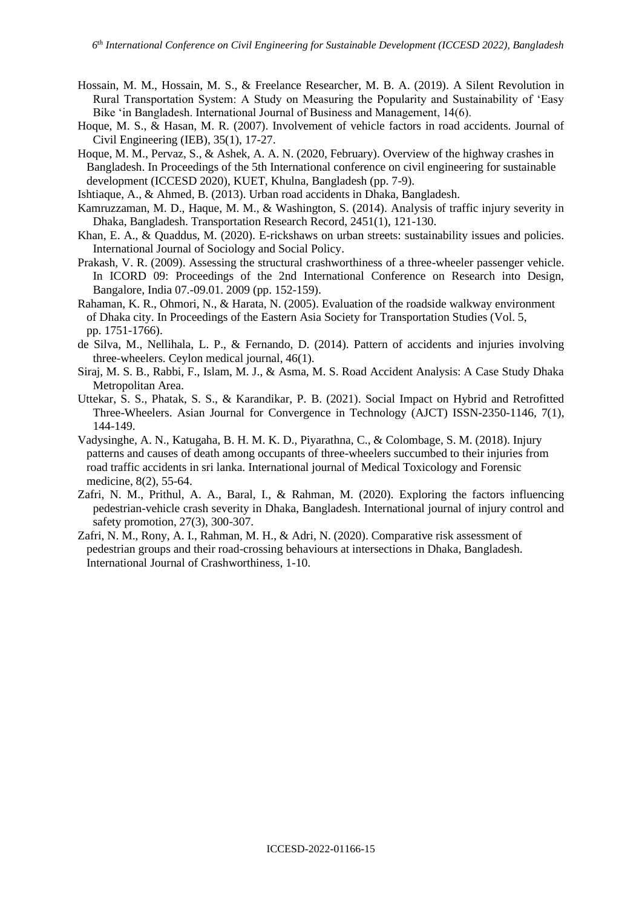Hossain, M. M., Hossain, M. S., & Freelance Researcher, M. B. A. (2019). A Silent Revolution in Rural Transportation System: A Study on Measuring the Popularity and Sustainability of 'Easy Bike 'in Bangladesh. International Journal of Business and Management, 14(6).

Hoque, M. S., & Hasan, M. R. (2007). Involvement of vehicle factors in road accidents. Journal of Civil Engineering (IEB), 35(1), 17-27.

Hoque, M. M., Pervaz, S., & Ashek, A. A. N. (2020, February). Overview of the highway crashes in Bangladesh. In Proceedings of the 5th International conference on civil engineering for sustainable development (ICCESD 2020), KUET, Khulna, Bangladesh (pp. 7-9).

Ishtiaque, A., & Ahmed, B. (2013). Urban road accidents in Dhaka, Bangladesh.

Kamruzzaman, M. D., Haque, M. M., & Washington, S. (2014). Analysis of traffic injury severity in Dhaka, Bangladesh. Transportation Research Record, 2451(1), 121-130.

Khan, E. A., & Quaddus, M. (2020). E-rickshaws on urban streets: sustainability issues and policies. International Journal of Sociology and Social Policy.

Prakash, V. R. (2009). Assessing the structural crashworthiness of a three-wheeler passenger vehicle. In ICORD 09: Proceedings of the 2nd International Conference on Research into Design, Bangalore, India 07.-09.01. 2009 (pp. 152-159).

Rahaman, K. R., Ohmori, N., & Harata, N. (2005). Evaluation of the roadside walkway environment of Dhaka city. In Proceedings of the Eastern Asia Society for Transportation Studies (Vol. 5, pp. 1751-1766).

de Silva, M., Nellihala, L. P., & Fernando, D. (2014). Pattern of accidents and injuries involving three-wheelers. Ceylon medical journal, 46(1).

Siraj, M. S. B., Rabbi, F., Islam, M. J., & Asma, M. S. Road Accident Analysis: A Case Study Dhaka Metropolitan Area.

Uttekar, S. S., Phatak, S. S., & Karandikar, P. B. (2021). Social Impact on Hybrid and Retrofitted Three-Wheelers. Asian Journal for Convergence in Technology (AJCT) ISSN-2350-1146, 7(1), 144-149.

Vadysinghe, A. N., Katugaha, B. H. M. K. D., Piyarathna, C., & Colombage, S. M. (2018). Injury patterns and causes of death among occupants of three-wheelers succumbed to their injuries from road traffic accidents in sri lanka. International journal of Medical Toxicology and Forensic medicine, 8(2), 55-64.

Zafri, N. M., Prithul, A. A., Baral, I., & Rahman, M. (2020). Exploring the factors influencing pedestrian-vehicle crash severity in Dhaka, Bangladesh. International journal of injury control and safety promotion, 27(3), 300-307.

Zafri, N. M., Rony, A. I., Rahman, M. H., & Adri, N. (2020). Comparative risk assessment of pedestrian groups and their road-crossing behaviours at intersections in Dhaka, Bangladesh. International Journal of Crashworthiness, 1-10.